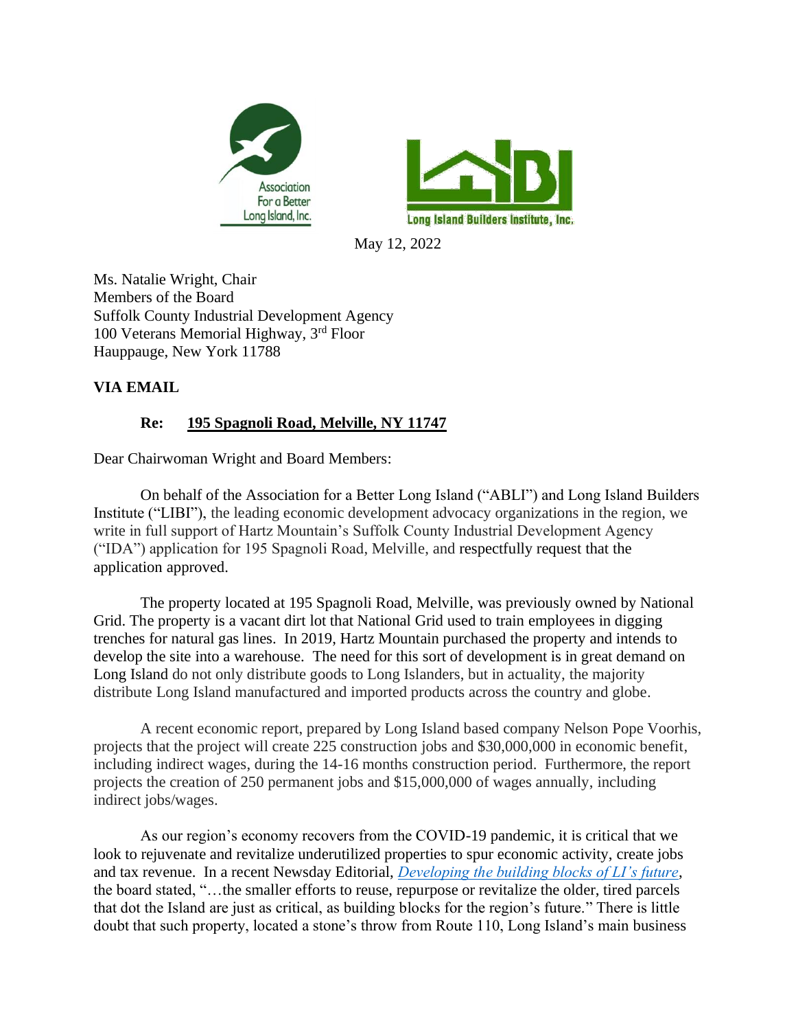Association For a Better Long Island, Inc.

Long Island Builders Institute, Inc.

May 12, 2022

Ms. Natalie Wright, Chair
Members of the Board
Suffolk County Industrial Development Agency
100 Veterans Memorial Highway, 3rd Floor
Hauppauge, New York 11788

**VIA EMAIL**

**Re: 195 Spagnoli Road, Melville, NY 11747**

Dear Chairwoman Wright and Board Members:

On behalf of the Association for a Better Long Island ("ABLI") and Long Island Builders Institute ("LIBI"), the leading economic development advocacy organizations in the region, we write in full support of Hartz Mountain's Suffolk County Industrial Development Agency ("IDA") application for 195 Spagnoli Road, Melville, and respectfully request that the application approved.

The property located at 195 Spagnoli Road, Melville, was previously owned by National Grid. The property is a vacant dirt lot that National Grid used to train employees in digging trenches for natural gas lines. In 2019, Hartz Mountain purchased the property and intends to develop the site into a warehouse. The need for this sort of development is in great demand on Long Island do not only distribute goods to Long Islanders, but in actuality, the majority distribute Long Island manufactured and imported products across the country and globe.

A recent economic report, prepared by Long Island based company Nelson Pope Voorhis, projects that the project will create 225 construction jobs and $30,000,000 in economic benefit, including indirect wages, during the 14-16 months construction period. Furthermore, the report projects the creation of 250 permanent jobs and $15,000,000 of wages annually, including indirect jobs/wages.

As our region's economy recovers from the COVID-19 pandemic, it is critical that we look to rejuvenate and revitalize underutilized properties to spur economic activity, create jobs and tax revenue. In a recent Newsday Editorial, *Developing the building blocks of LI's future*, the board stated, "…the smaller efforts to reuse, repurpose or revitalize the older, tired parcels that dot the Island are just as critical, as building blocks for the region's future." There is little doubt that such property, located a stone's throw from Route 110, Long Island's main business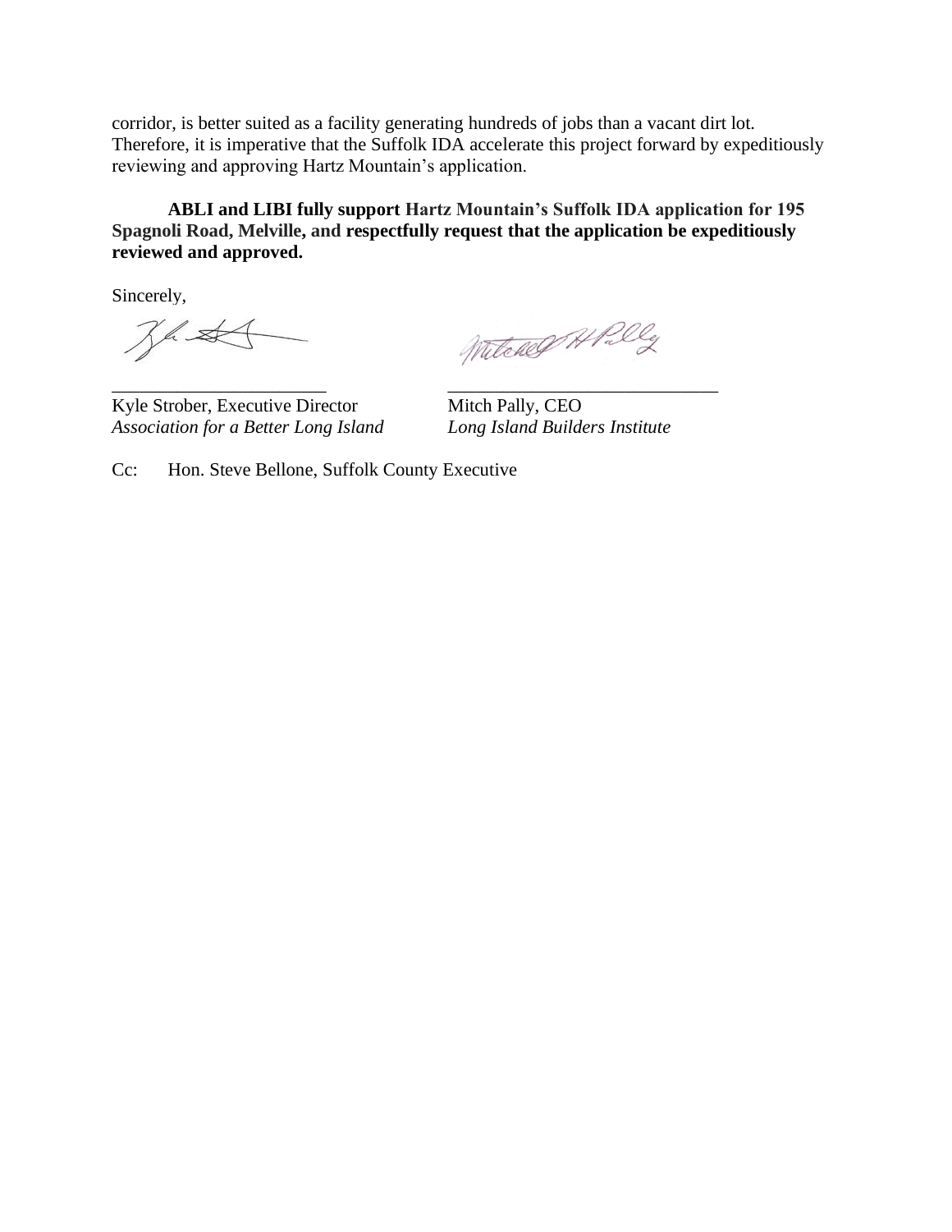corridor, is better suited as a facility generating hundreds of jobs than a vacant dirt lot. Therefore, it is imperative that the Suffolk IDA accelerate this project forward by expeditiously reviewing and approving Hartz Mountain's application.

**ABLI and LIBI fully support Hartz Mountain's Suffolk IDA application for 195 Spagnoli Road, Melville, and respectfully request that the application be expeditiously reviewed and approved.**

Sincerely,

Kyle Strober, Executive Director
*Association for a Better Long Island*

Mitch Pally, CEO
*Long Island Builders Institute*

Cc: Hon. Steve Bellone, Suffolk County Executive